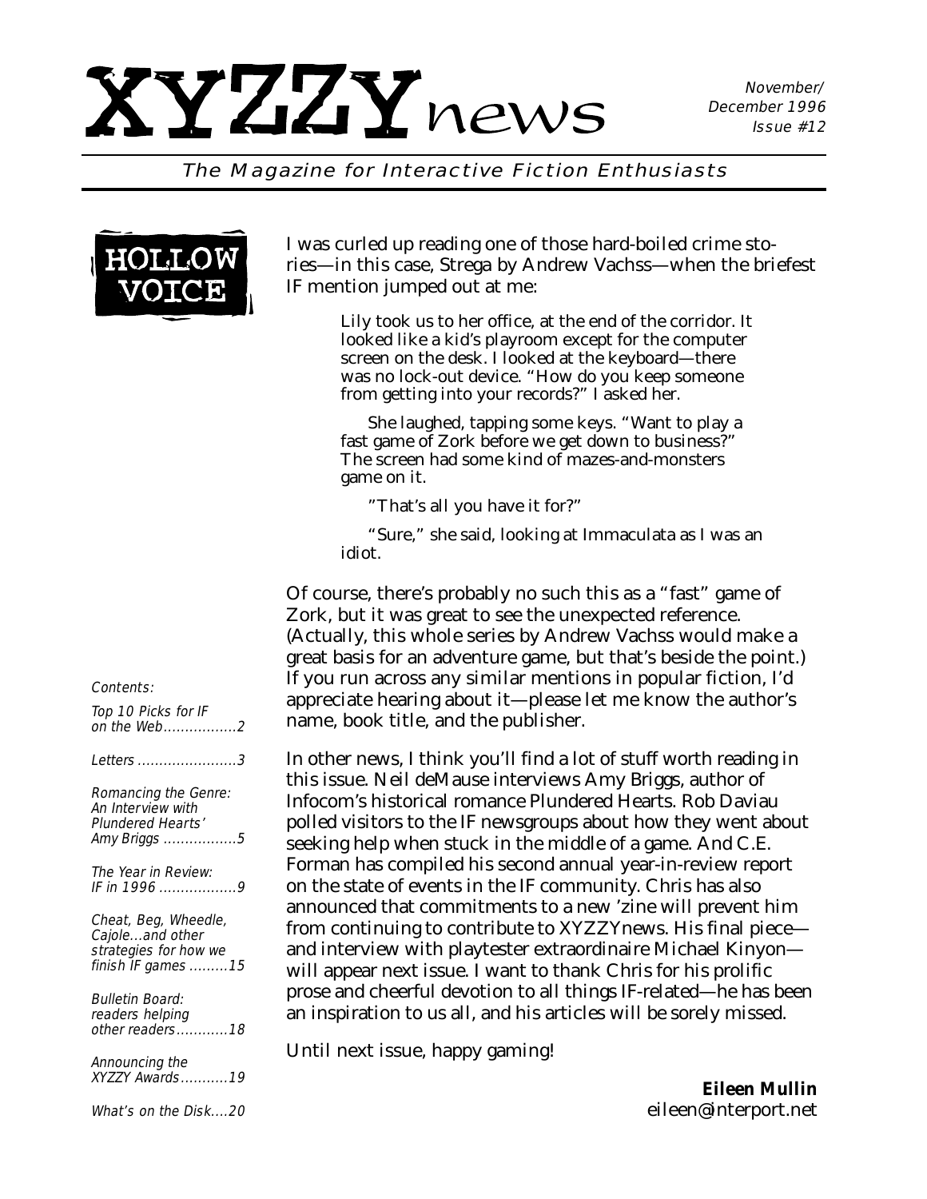# XYZZYnews

November/ December 1996
Issue #12

*The Magazine for Interactive Fiction Enthusiasts*

## HOLLOW VOICE

I was curled up reading one of those hard-boiled crime stories—in this case, Strega by Andrew Vachss—when the briefest IF mention jumped out at me:

> Lily took us to her office, at the end of the corridor. It looked like a kid's playroom except for the computer screen on the desk. I looked at the keyboard—there was no lock-out device. "How do you keep someone from getting into your records?" I asked her.
>
> She laughed, tapping some keys. "Want to play a fast game of Zork before we get down to business?" The screen had some kind of mazes-and-monsters game on it.
>
> "That's all you have it for?"
>
> "Sure," she said, looking at Immaculata as I was an idiot.

Of course, there's probably no such this as a "fast" game of Zork, but it was great to see the unexpected reference. (Actually, this whole series by Andrew Vachss would make a great basis for an adventure game, but that's beside the point.) If you run across any similar mentions in popular fiction, I'd appreciate hearing about it—please let me know the author's name, book title, and the publisher.

In other news, I think you'll find a lot of stuff worth reading in this issue. Neil deMause interviews Amy Briggs, author of Infocom's historical romance Plundered Hearts. Rob Daviau polled visitors to the IF newsgroups about how they went about seeking help when stuck in the middle of a game. And C.E. Forman has compiled his second annual year-in-review report on the state of events in the IF community. Chris has also announced that commitments to a new 'zine will prevent him from continuing to contribute to XYZZYnews. His final piece—and interview with playtester extraordinaire Michael Kinyon—will appear next issue. I want to thank Chris for his prolific prose and cheerful devotion to all things IF-related—he has been an inspiration to us all, and his articles will be sorely missed.

Until next issue, happy gaming!

**Eileen Mullin**
eileen@interport.net

*Contents:*

- *Top 10 Picks for IF on the Web .................2*
- *Letters .......................3*
- *Romancing the Genre: An Interview with Plundered Hearts' Amy Briggs .................5*
- *The Year in Review: IF in 1996 ..................9*
- *Cheat, Beg, Wheedle, Cajole...and other strategies for how we finish IF games .........15*
- *Bulletin Board: readers helping other readers............18*
- *Announcing the XYZZY Awards...........19*
- *What's on the Disk....20*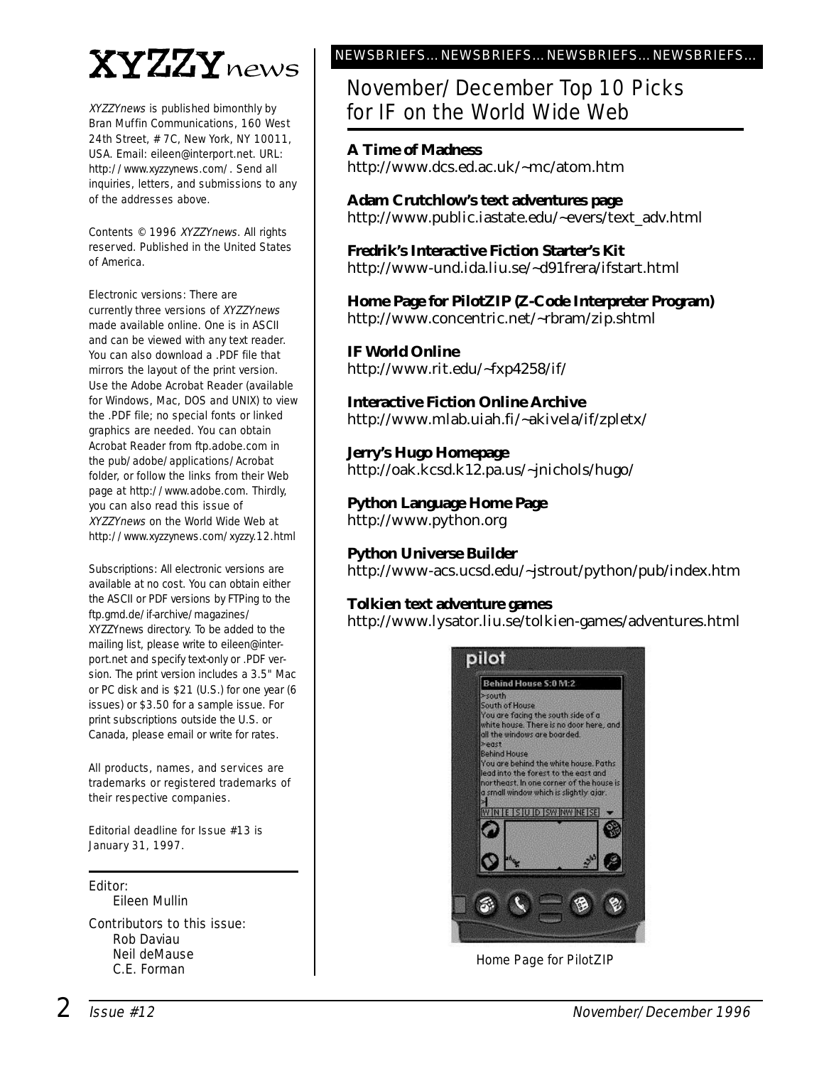# XYZZYnews

*XYZZYnews* is published bimonthly by Bran Muffin Communications, 160 West 24th Street, #7C, New York, NY 10011, USA. Email: eileen@interport.net. URL: http://www.xyzzynews.com/. Send all inquiries, letters, and submissions to any of the addresses above.

Contents © 1996 *XYZZYnews*. All rights reserved. Published in the United States of America.

Electronic versions: There are currently three versions of *XYZZYnews* made available online. One is in ASCII and can be viewed with any text reader. You can also download a .PDF file that mirrors the layout of the print version. Use the Adobe Acrobat Reader (available for Windows, Mac, DOS and UNIX) to view the .PDF file; no special fonts or linked graphics are needed. You can obtain Acrobat Reader from ftp.adobe.com in the pub/adobe/applications/Acrobat folder, or follow the links from their Web page at http://www.adobe.com. Thirdly, you can also read this issue of *XYZZYnews* on the World Wide Web at http://www.xyzzynews.com/xyzzy.12.html

Subscriptions: All electronic versions are available at no cost. You can obtain either the ASCII or PDF versions by FTPing to the ftp.gmd.de/if-archive/magazines/XYZZYnews directory. To be added to the mailing list, please write to eileen@interport.net and specify text-only or .PDF version. The print version includes a 3.5" Mac or PC disk and is $21 (U.S.) for one year (6 issues) or $3.50 for a sample issue. For print subscriptions outside the U.S. or Canada, please email or write for rates.

All products, names, and services are trademarks or registered trademarks of their respective companies.

Editorial deadline for Issue #13 is January 31, 1997.

Editor:
Eileen Mullin

Contributors to this issue:
Rob Daviau
Neil deMause
C.E. Forman

NEWSBRIEFS...NEWSBRIEFS...NEWSBRIEFS...NEWSBRIEFS...

## November/December Top 10 Picks for IF on the World Wide Web

**A Time of Madness**
http://www.dcs.ed.ac.uk/~mc/atom.htm

**Adam Crutchlow's text adventures page**
http://www.public.iastate.edu/~evers/text_adv.html

**Fredrik's Interactive Fiction Starter's Kit**
http://www-und.ida.liu.se/~d91frera/ifstart.html

**Home Page for PilotZIP (Z-Code Interpreter Program)**
http://www.concentric.net/~rbram/zip.shtml

**IF World Online**
http://www.rit.edu/~fxp4258/if/

**Interactive Fiction Online Archive**
http://www.mlab.uiah.fi/~akivela/if/zpletx/

**Jerry's Hugo Homepage**
http://oak.kcsd.k12.pa.us/~jnichols/hugo/

**Python Language Home Page**
http://www.python.org

**Python Universe Builder**
http://www-acs.ucsd.edu/~jstrout/python/pub/index.htm

**Tolkien text adventure games**
http://www.lysator.liu.se/tolkien-games/adventures.html

Home Page for PilotZIP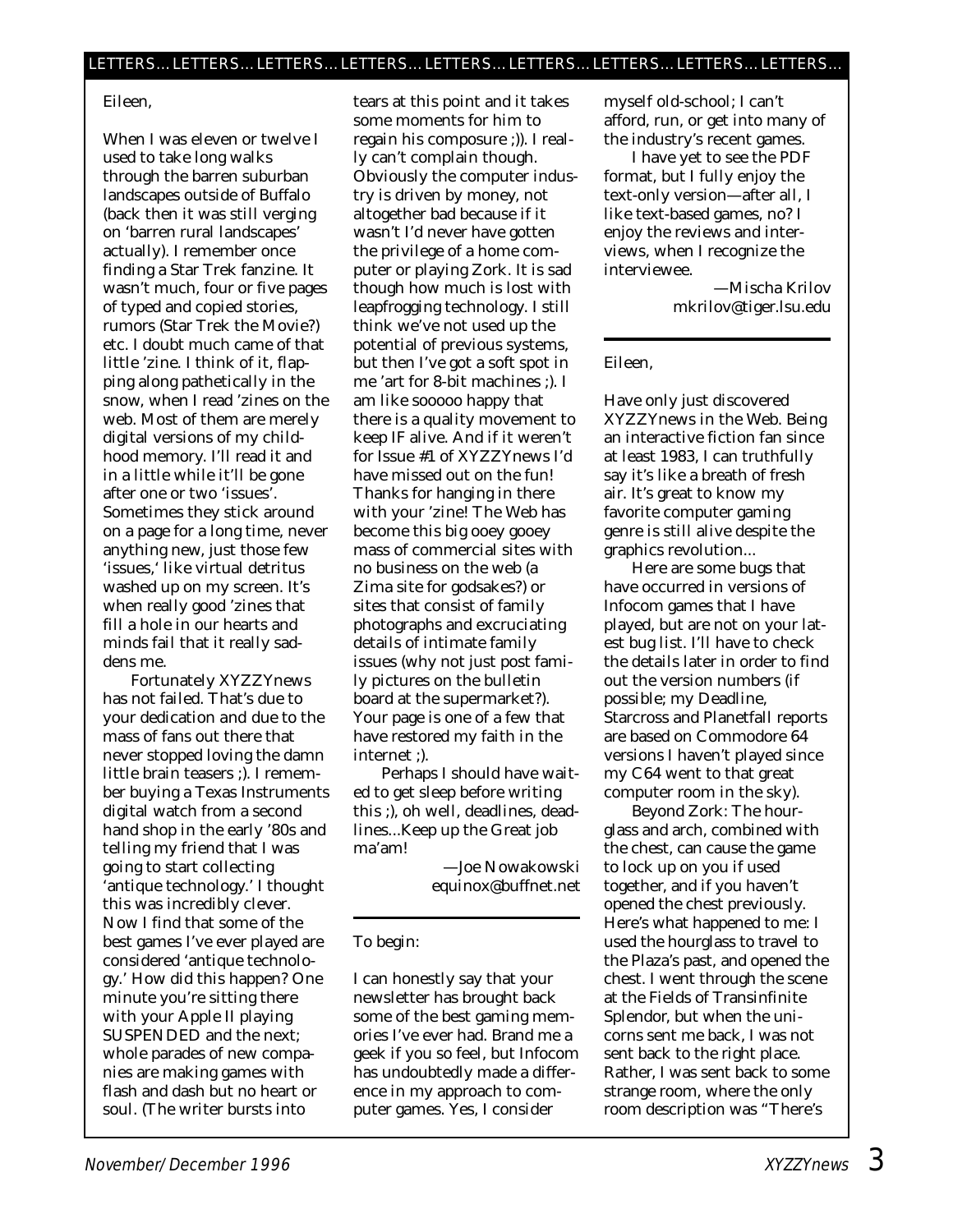## LETTERS... LETTERS... LETTERS... LETTERS... LETTERS... LETTERS... LETTERS... LETTERS... LETTERS...

Eileen,

When I was eleven or twelve I used to take long walks through the barren suburban landscapes outside of Buffalo (back then it was still verging on 'barren rural landscapes' actually). I remember once finding a Star Trek fanzine. It wasn't much, four or five pages of typed and copied stories, rumors (Star Trek the Movie?) etc. I doubt much came of that little 'zine. I think of it, flapping along pathetically in the snow, when I read 'zines on the web. Most of them are merely digital versions of my childhood memory. I'll read it and in a little while it'll be gone after one or two 'issues'. Sometimes they stick around on a page for a long time, never anything new, just those few 'issues,' like virtual detritus washed up on my screen. It's when really good 'zines that fill a hole in our hearts and minds fail that it really saddens me.

Fortunately XYZZYnews has not failed. That's due to your dedication and due to the mass of fans out there that never stopped loving the damn little brain teasers ;). I remember buying a Texas Instruments digital watch from a second hand shop in the early '80s and telling my friend that I was going to start collecting 'antique technology.' I thought this was incredibly clever. Now I find that some of the best games I've ever played are considered 'antique technology.' How did this happen? One minute you're sitting there with your Apple II playing SUSPENDED and the next; whole parades of new companies are making games with flash and dash but no heart or soul. (The writer bursts into tears at this point and it takes some moments for him to regain his composure ;)). I really can't complain though. Obviously the computer industry is driven by money, not altogether bad because if it wasn't I'd never have gotten the privilege of a home computer or playing Zork. It is sad though how much is lost with leapfrogging technology. I still think we've not used up the potential of previous systems, but then I've got a soft spot in me 'art for 8-bit machines ;). I am like sooooo happy that there is a quality movement to keep IF alive. And if it weren't for Issue #1 of XYZZYnews I'd have missed out on the fun! Thanks for hanging in there with your 'zine! The Web has become this big ooey gooey mass of commercial sites with no business on the web (a Zima site for godsakes?) or sites that consist of family photographs and excruciating details of intimate family issues (why not just post family pictures on the bulletin board at the supermarket?). Your page is one of a few that have restored my faith in the internet ;).

Perhaps I should have waited to get sleep before writing this ;), oh well, deadlines, deadlines...Keep up the Great job ma'am!

—Joe Nowakowski
equinox@buffnet.net

---

To begin:

I can honestly say that your newsletter has brought back some of the best gaming memories I've ever had. Brand me a geek if you so feel, but Infocom has undoubtedly made a difference in my approach to computer games. Yes, I consider myself old-school; I can't afford, run, or get into many of the industry's recent games.

I have yet to see the PDF format, but I fully enjoy the text-only version—after all, I like text-based games, no? I enjoy the reviews and interviews, when I recognize the interviewee.

—Mischa Krilov
mkrilov@tiger.lsu.edu

---

Eileen,

Have only just discovered XYZZYnews in the Web. Being an interactive fiction fan since at least 1983, I can truthfully say it's like a breath of fresh air. It's great to know my favorite computer gaming genre is still alive despite the graphics revolution...

Here are some bugs that have occurred in versions of Infocom games that I have played, but are not on your latest bug list. I'll have to check the details later in order to find out the version numbers (if possible; my Deadline, Starcross and Planetfall reports are based on Commodore 64 versions I haven't played since my C64 went to that great computer room in the sky).

Beyond Zork: The hourglass and arch, combined with the chest, can cause the game to lock up on you if used together, and if you haven't opened the chest previously. Here's what happened to me: I used the hourglass to travel to the Plaza's past, and opened the chest. I went through the scene at the Fields of Transinfinite Splendor, but when the unicorns sent me back, I was not sent back to the right place. Rather, I was sent back to some strange room, where the only room description was "There's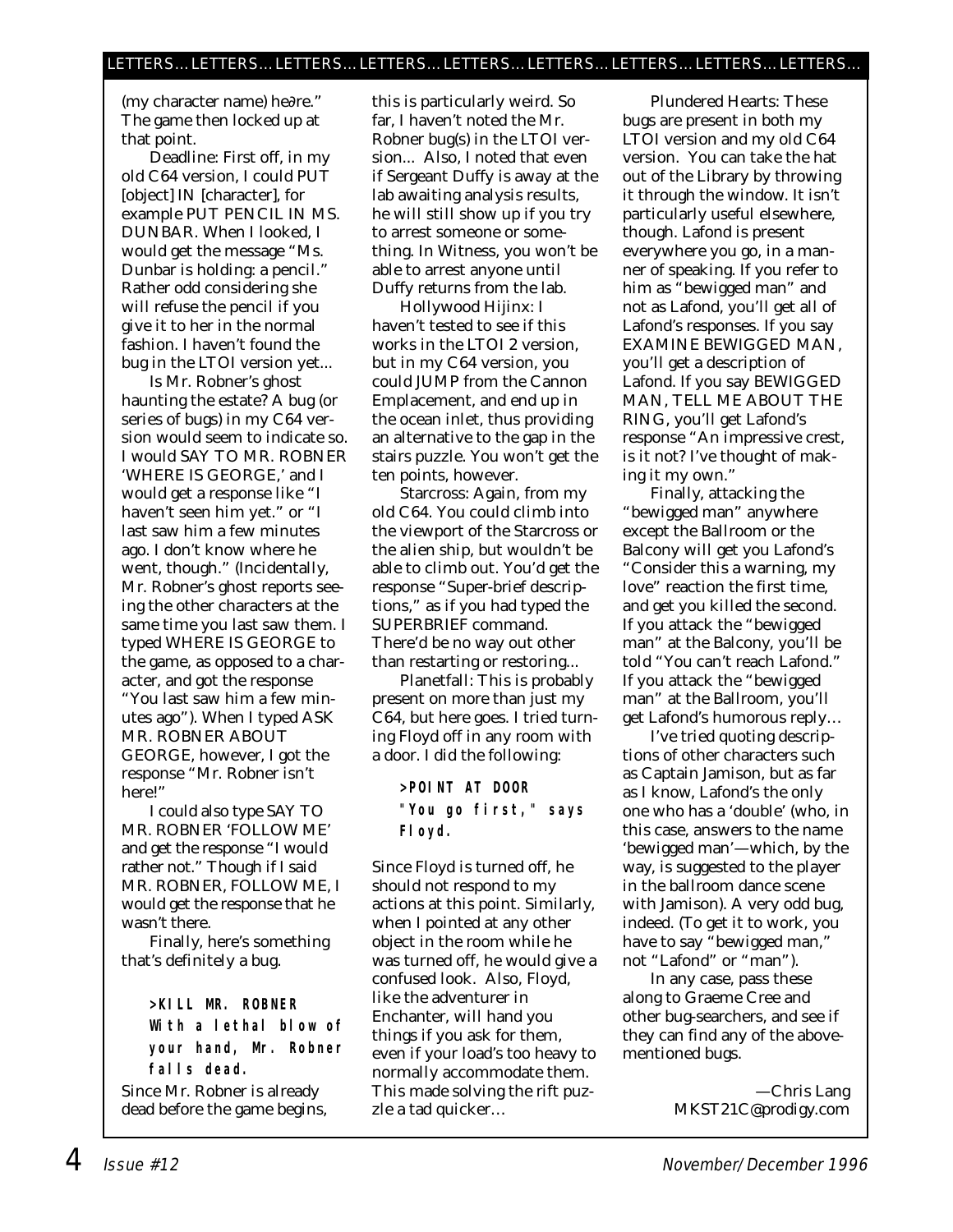(my character name) he∂re." The game then locked up at that point.

Deadline: First off, in my old C64 version, I could PUT [object] IN [character], for example PUT PENCIL IN MS. DUNBAR. When I looked, I would get the message "Ms. Dunbar is holding: a pencil." Rather odd considering she will refuse the pencil if you give it to her in the normal fashion. I haven't found the bug in the LTOI version yet...

Is Mr. Robner's ghost haunting the estate? A bug (or series of bugs) in my C64 version would seem to indicate so. I would SAY TO MR. ROBNER 'WHERE IS GEORGE,' and I would get a response like "I haven't seen him yet." or "I last saw him a few minutes ago. I don't know where he went, though." (Incidentally, Mr. Robner's ghost reports seeing the other characters at the same time you last saw them. I typed WHERE IS GEORGE to the game, as opposed to a character, and got the response "You last saw him a few minutes ago"). When I typed ASK MR. ROBNER ABOUT GEORGE, however, I got the response "Mr. Robner isn't here!"

I could also type SAY TO MR. ROBNER 'FOLLOW ME' and get the response "I would rather not." Though if I said MR. ROBNER, FOLLOW ME, I would get the response that he wasn't there.

Finally, here's something that's definitely a bug.

```
>KILL MR. ROBNER
With a lethal blow of
your hand, Mr. Robner
falls dead.
```

Since Mr. Robner is already dead before the game begins, this is particularly weird. So far, I haven't noted the Mr. Robner bug(s) in the LTOI version... Also, I noted that even if Sergeant Duffy is away at the lab awaiting analysis results, he will still show up if you try to arrest someone or something. In Witness, you won't be able to arrest anyone until Duffy returns from the lab.

Hollywood Hijinx: I haven't tested to see if this works in the LTOI 2 version, but in my C64 version, you could JUMP from the Cannon Emplacement, and end up in the ocean inlet, thus providing an alternative to the gap in the stairs puzzle. You won't get the ten points, however.

Starcross: Again, from my old C64. You could climb into the viewport of the Starcross or the alien ship, but wouldn't be able to climb out. You'd get the response "Super-brief descriptions," as if you had typed the SUPERBRIEF command. There'd be no way out other than restarting or restoring...

Planetfall: This is probably present on more than just my C64, but here goes. I tried turning Floyd off in any room with a door. I did the following:

```
>POINT AT DOOR
"You go first," says
Floyd.
```

Since Floyd is turned off, he should not respond to my actions at this point. Similarly, when I pointed at any other object in the room while he was turned off, he would give a confused look. Also, Floyd, like the adventurer in Enchanter, will hand you things if you ask for them, even if your load's too heavy to normally accommodate them. This made solving the rift puzzle a tad quicker…

Plundered Hearts: These bugs are present in both my LTOI version and my old C64 version. You can take the hat out of the Library by throwing it through the window. It isn't particularly useful elsewhere, though. Lafond is present everywhere you go, in a manner of speaking. If you refer to him as "bewigged man" and not as Lafond, you'll get all of Lafond's responses. If you say EXAMINE BEWIGGED MAN, you'll get a description of Lafond. If you say BEWIGGED MAN, TELL ME ABOUT THE RING, you'll get Lafond's response "An impressive crest, is it not? I've thought of making it my own."

Finally, attacking the "bewigged man" anywhere except the Ballroom or the Balcony will get you Lafond's "Consider this a warning, my love" reaction the first time, and get you killed the second. If you attack the "bewigged man" at the Balcony, you'll be told "You can't reach Lafond." If you attack the "bewigged man" at the Ballroom, you'll get Lafond's humorous reply…

I've tried quoting descriptions of other characters such as Captain Jamison, but as far as I know, Lafond's the only one who has a 'double' (who, in this case, answers to the name 'bewigged man'—which, by the way, is suggested to the player in the ballroom dance scene with Jamison). A very odd bug, indeed. (To get it to work, you have to say "bewigged man," not "Lafond" or "man").

In any case, pass these along to Graeme Cree and other bug-searchers, and see if they can find any of the above-mentioned bugs.

—Chris Lang
MKST21C@prodigy.com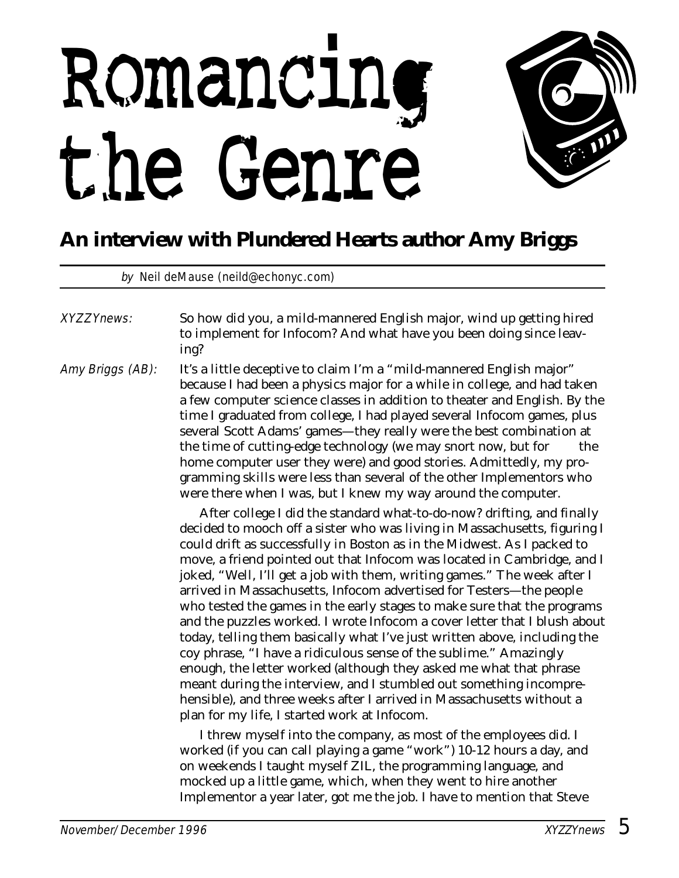# Romancing the Genre

## An interview with Plundered Hearts author Amy Briggs

*by* Neil deMause (neild@echonyc.com)

*XYZZYnews:* So how did you, a mild-mannered English major, wind up getting hired to implement for Infocom? And what have you been doing since leaving?

*Amy Briggs (AB):* It's a little deceptive to claim I'm a "mild-mannered English major" because I had been a physics major for a while in college, and had taken a few computer science classes in addition to theater and English. By the time I graduated from college, I had played several Infocom games, plus several Scott Adams' games—they really were the best combination at the time of cutting-edge technology (we may snort now, but for the home computer user they were) and good stories. Admittedly, my programming skills were less than several of the other Implementors who were there when I was, but I knew my way around the computer.

After college I did the standard what-to-do-now? drifting, and finally decided to mooch off a sister who was living in Massachusetts, figuring I could drift as successfully in Boston as in the Midwest. As I packed to move, a friend pointed out that Infocom was located in Cambridge, and I joked, "Well, I'll get a job with them, writing games." The week after I arrived in Massachusetts, Infocom advertised for Testers—the people who tested the games in the early stages to make sure that the programs and the puzzles worked. I wrote Infocom a cover letter that I blush about today, telling them basically what I've just written above, including the coy phrase, "I have a ridiculous sense of the sublime." Amazingly enough, the letter worked (although they asked me what that phrase meant during the interview, and I stumbled out something incomprehensible), and three weeks after I arrived in Massachusetts without a plan for my life, I started work at Infocom.

I threw myself into the company, as most of the employees did. I worked (if you can call playing a game "work") 10-12 hours a day, and on weekends I taught myself ZIL, the programming language, and mocked up a little game, which, when they went to hire another Implementor a year later, got me the job. I have to mention that Steve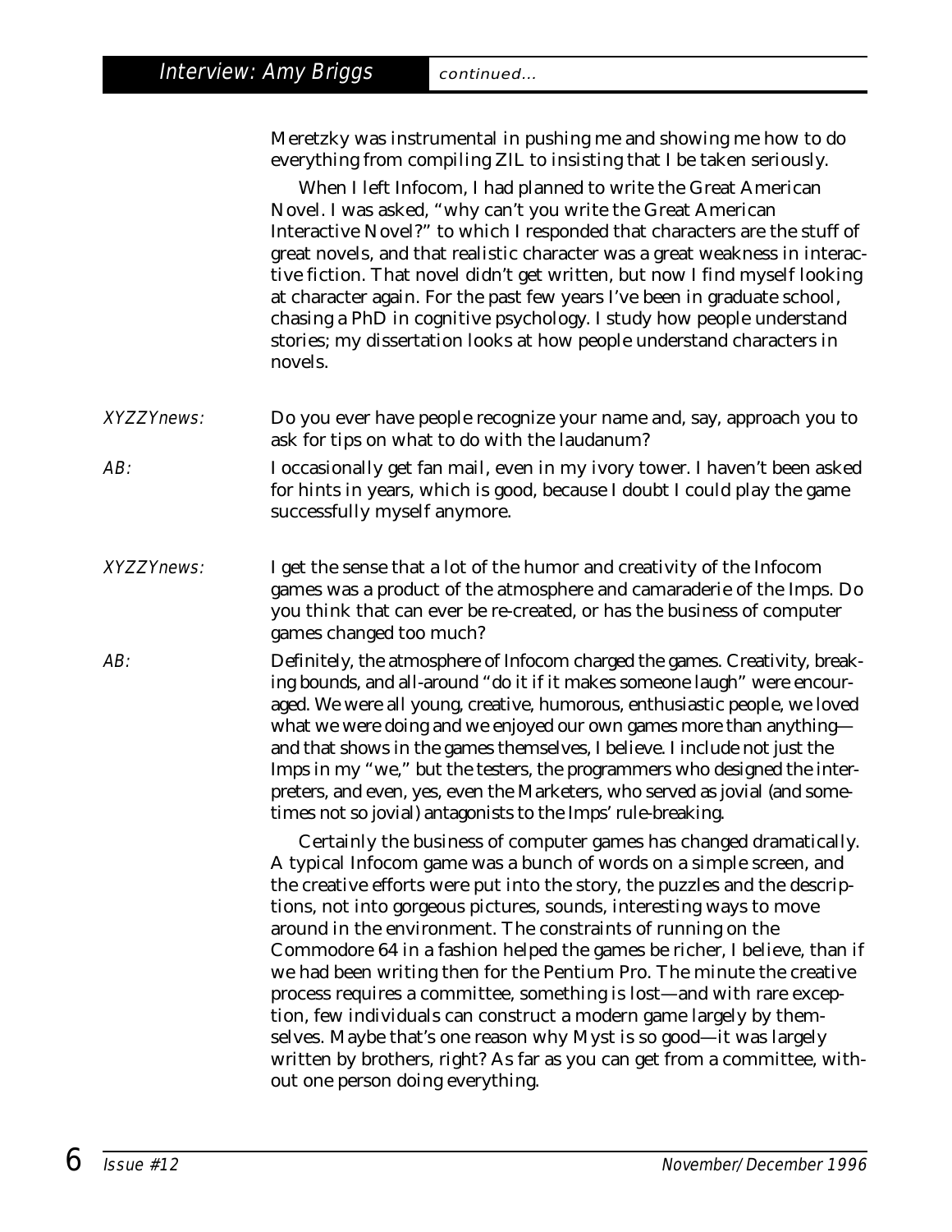Meretzky was instrumental in pushing me and showing me how to do everything from compiling ZIL to insisting that I be taken seriously.

When I left Infocom, I had planned to write the Great American Novel. I was asked, "why can't you write the Great American Interactive Novel?" to which I responded that characters are the stuff of great novels, and that realistic character was a great weakness in interactive fiction. That novel didn't get written, but now I find myself looking at character again. For the past few years I've been in graduate school, chasing a PhD in cognitive psychology. I study how people understand stories; my dissertation looks at how people understand characters in novels.

*XYZZYnews:* Do you ever have people recognize your name and, say, approach you to ask for tips on what to do with the laudanum?

*AB:* I occasionally get fan mail, even in my ivory tower. I haven't been asked for hints in years, which is good, because I doubt I could play the game successfully myself anymore.

*XYZZYnews:* I get the sense that a lot of the humor and creativity of the Infocom games was a product of the atmosphere and camaraderie of the Imps. Do you think that can ever be re-created, or has the business of computer games changed too much?

*AB:* Definitely, the atmosphere of Infocom charged the games. Creativity, breaking bounds, and all-around "do it if it makes someone laugh" were encouraged. We were all young, creative, humorous, enthusiastic people, we loved what we were doing and we enjoyed our own games more than anything—and that shows in the games themselves, I believe. I include not just the Imps in my "we," but the testers, the programmers who designed the interpreters, and even, yes, even the Marketers, who served as jovial (and sometimes not so jovial) antagonists to the Imps' rule-breaking.

Certainly the business of computer games has changed dramatically. A typical Infocom game was a bunch of words on a simple screen, and the creative efforts were put into the story, the puzzles and the descriptions, not into gorgeous pictures, sounds, interesting ways to move around in the environment. The constraints of running on the Commodore 64 in a fashion helped the games be richer, I believe, than if we had been writing then for the Pentium Pro. The minute the creative process requires a committee, something is lost—and with rare exception, few individuals can construct a modern game largely by themselves. Maybe that's one reason why Myst is so good—it was largely written by brothers, right? As far as you can get from a committee, without one person doing everything.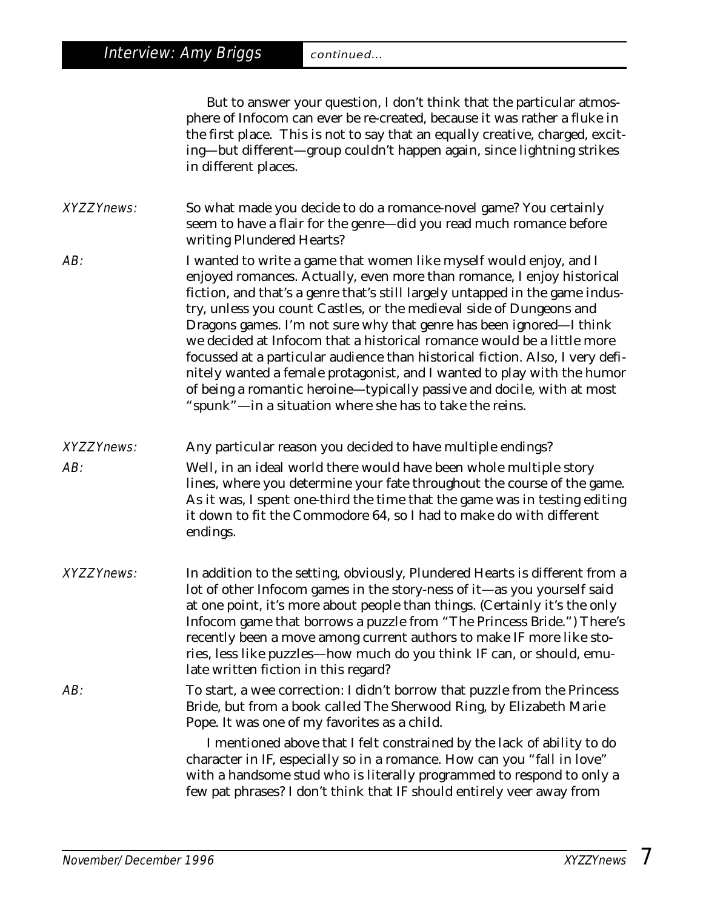But to answer your question, I don't think that the particular atmosphere of Infocom can ever be re-created, because it was rather a fluke in the first place. This is not to say that an equally creative, charged, exciting—but different—group couldn't happen again, since lightning strikes in different places.

*XYZZYnews:* So what made you decide to do a romance-novel game? You certainly seem to have a flair for the genre—did you read much romance before writing Plundered Hearts?

*AB:* I wanted to write a game that women like myself would enjoy, and I enjoyed romances. Actually, even more than romance, I enjoy historical fiction, and that's a genre that's still largely untapped in the game industry, unless you count Castles, or the medieval side of Dungeons and Dragons games. I'm not sure why that genre has been ignored—I think we decided at Infocom that a historical romance would be a little more focussed at a particular audience than historical fiction. Also, I very definitely wanted a female protagonist, and I wanted to play with the humor of being a romantic heroine—typically passive and docile, with at most "spunk"—in a situation where she has to take the reins.

*XYZZYnews:* Any particular reason you decided to have multiple endings?

*AB:* Well, in an ideal world there would have been whole multiple story lines, where you determine your fate throughout the course of the game. As it was, I spent one-third the time that the game was in testing editing it down to fit the Commodore 64, so I had to make do with different endings.

*XYZZYnews:* In addition to the setting, obviously, Plundered Hearts is different from a lot of other Infocom games in the story-ness of it—as you yourself said at one point, it's more about people than things. (Certainly it's the only Infocom game that borrows a puzzle from "The Princess Bride.") There's recently been a move among current authors to make IF more like stories, less like puzzles—how much do you think IF can, or should, emulate written fiction in this regard?

*AB:* To start, a wee correction: I didn't borrow that puzzle from the Princess Bride, but from a book called The Sherwood Ring, by Elizabeth Marie Pope. It was one of my favorites as a child.

I mentioned above that I felt constrained by the lack of ability to do character in IF, especially so in a romance. How can you "fall in love" with a handsome stud who is literally programmed to respond to only a few pat phrases? I don't think that IF should entirely veer away from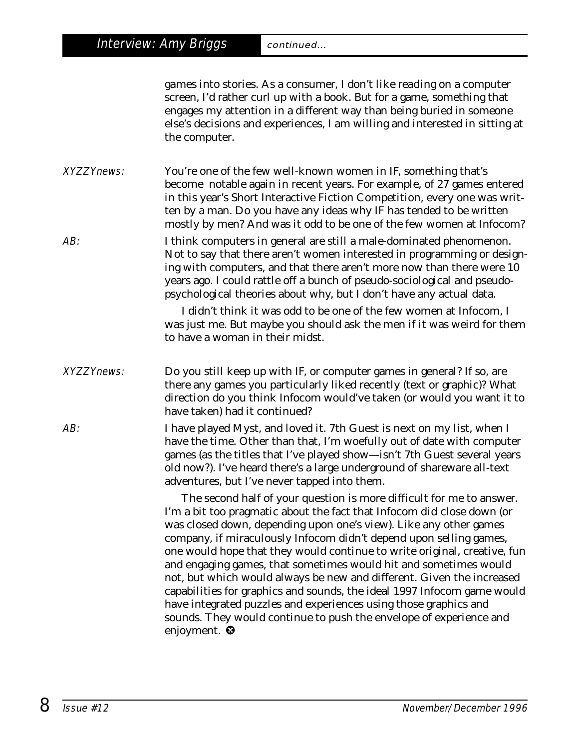games into stories. As a consumer, I don't like reading on a computer screen, I'd rather curl up with a book. But for a game, something that engages my attention in a different way than being buried in someone else's decisions and experiences, I am willing and interested in sitting at the computer.

*XYZZYnews:* You're one of the few well-known women in IF, something that's become notable again in recent years. For example, of 27 games entered in this year's Short Interactive Fiction Competition, every one was written by a man. Do you have any ideas why IF has tended to be written mostly by men? And was it odd to be one of the few women at Infocom?

*AB:* I think computers in general are still a male-dominated phenomenon. Not to say that there aren't women interested in programming or designing with computers, and that there aren't more now than there were 10 years ago. I could rattle off a bunch of pseudo-sociological and pseudo-psychological theories about why, but I don't have any actual data.

I didn't think it was odd to be one of the few women at Infocom, I was just me. But maybe you should ask the men if it was weird for them to have a woman in their midst.

*XYZZYnews:* Do you still keep up with IF, or computer games in general? If so, are there any games you particularly liked recently (text or graphic)? What direction do you think Infocom would've taken (or would you want it to have taken) had it continued?

*AB:* I have played Myst, and loved it. 7th Guest is next on my list, when I have the time. Other than that, I'm woefully out of date with computer games (as the titles that I've played show—isn't 7th Guest several years old now?). I've heard there's a large underground of shareware all-text adventures, but I've never tapped into them.

The second half of your question is more difficult for me to answer. I'm a bit too pragmatic about the fact that Infocom did close down (or was closed down, depending upon one's view). Like any other games company, if miraculously Infocom didn't depend upon selling games, one would hope that they would continue to write original, creative, fun and engaging games, that sometimes would hit and sometimes would not, but which would always be new and different. Given the increased capabilities for graphics and sounds, the ideal 1997 Infocom game would have integrated puzzles and experiences using those graphics and sounds. They would continue to push the envelope of experience and enjoyment. ⊗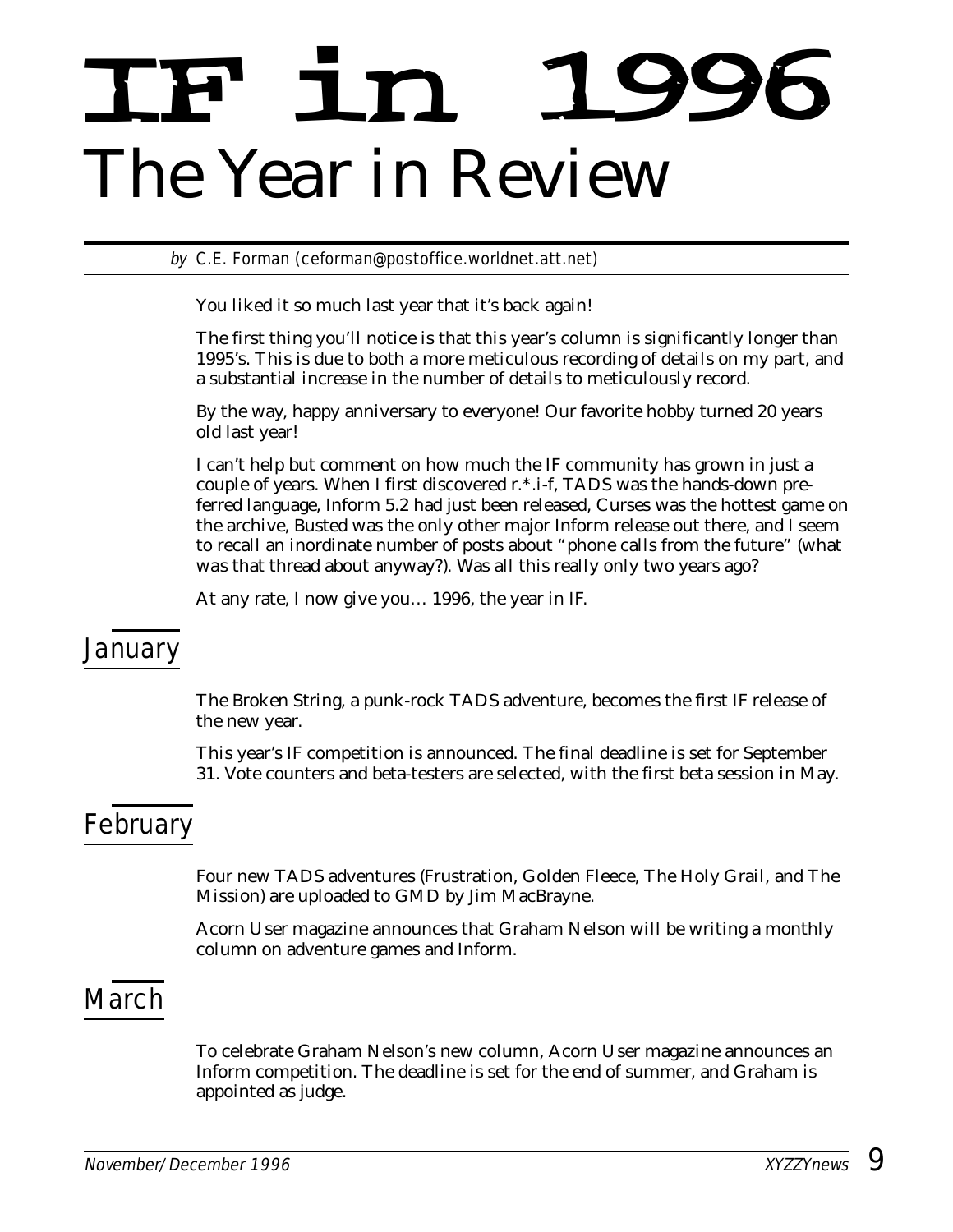# IF in 1996

# The Year in Review

*by* C.E. Forman (ceforman@postoffice.worldnet.att.net)

You liked it so much last year that it's back again!

The first thing you'll notice is that this year's column is significantly longer than 1995's. This is due to both a more meticulous recording of details on my part, and a substantial increase in the number of details to meticulously record.

By the way, happy anniversary to everyone! Our favorite hobby turned 20 years old last year!

I can't help but comment on how much the IF community has grown in just a couple of years. When I first discovered r.*.i-f, TADS was the hands-down preferred language, Inform 5.2 had just been released, Curses was the hottest game on the archive, Busted was the only other major Inform release out there, and I seem to recall an inordinate number of posts about "phone calls from the future" (what was that thread about anyway?). Was all this really only two years ago?

At any rate, I now give you… 1996, the year in IF.

## January

The Broken String, a punk-rock TADS adventure, becomes the first IF release of the new year.

This year's IF competition is announced. The final deadline is set for September 31. Vote counters and beta-testers are selected, with the first beta session in May.

## February

Four new TADS adventures (Frustration, Golden Fleece, The Holy Grail, and The Mission) are uploaded to GMD by Jim MacBrayne.

Acorn User magazine announces that Graham Nelson will be writing a monthly column on adventure games and Inform.

## March

To celebrate Graham Nelson's new column, Acorn User magazine announces an Inform competition. The deadline is set for the end of summer, and Graham is appointed as judge.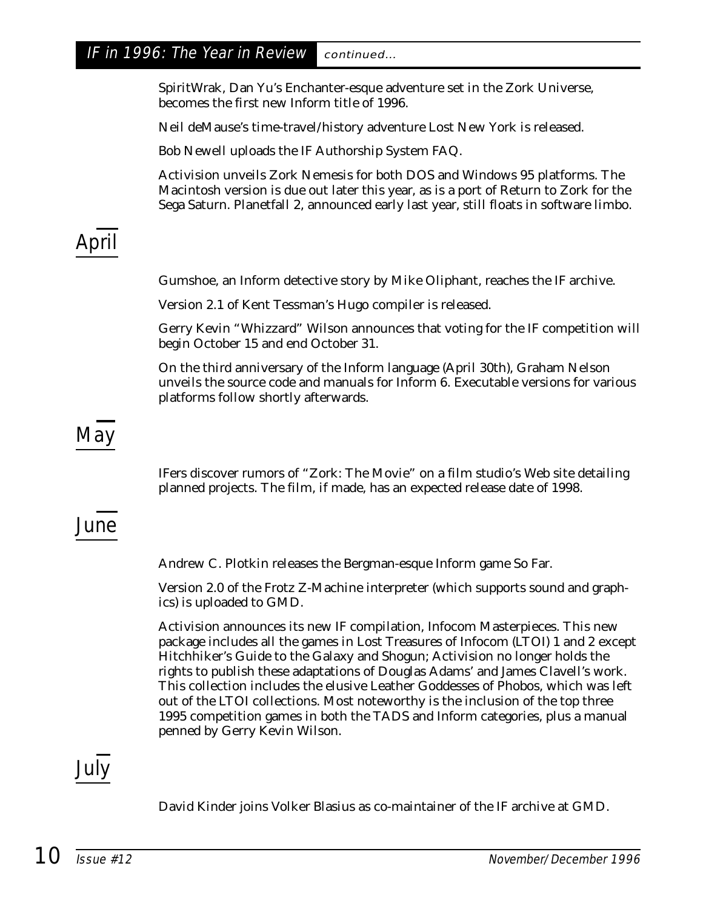SpiritWrak, Dan Yu's Enchanter-esque adventure set in the Zork Universe, becomes the first new Inform title of 1996.

Neil deMause's time-travel/history adventure Lost New York is released.

Bob Newell uploads the IF Authorship System FAQ.

Activision unveils Zork Nemesis for both DOS and Windows 95 platforms. The Macintosh version is due out later this year, as is a port of Return to Zork for the Sega Saturn. Planetfall 2, announced early last year, still floats in software limbo.

## April

Gumshoe, an Inform detective story by Mike Oliphant, reaches the IF archive.

Version 2.1 of Kent Tessman's Hugo compiler is released.

Gerry Kevin "Whizzard" Wilson announces that voting for the IF competition will begin October 15 and end October 31.

On the third anniversary of the Inform language (April 30th), Graham Nelson unveils the source code and manuals for Inform 6. Executable versions for various platforms follow shortly afterwards.

## May

IFers discover rumors of "Zork: The Movie" on a film studio's Web site detailing planned projects. The film, if made, has an expected release date of 1998.

## June

Andrew C. Plotkin releases the Bergman-esque Inform game So Far.

Version 2.0 of the Frotz Z-Machine interpreter (which supports sound and graphics) is uploaded to GMD.

Activision announces its new IF compilation, Infocom Masterpieces. This new package includes all the games in Lost Treasures of Infocom (LTOI) 1 and 2 except Hitchhiker's Guide to the Galaxy and Shogun; Activision no longer holds the rights to publish these adaptations of Douglas Adams' and James Clavell's work. This collection includes the elusive Leather Goddesses of Phobos, which was left out of the LTOI collections. Most noteworthy is the inclusion of the top three 1995 competition games in both the TADS and Inform categories, plus a manual penned by Gerry Kevin Wilson.

## July

David Kinder joins Volker Blasius as co-maintainer of the IF archive at GMD.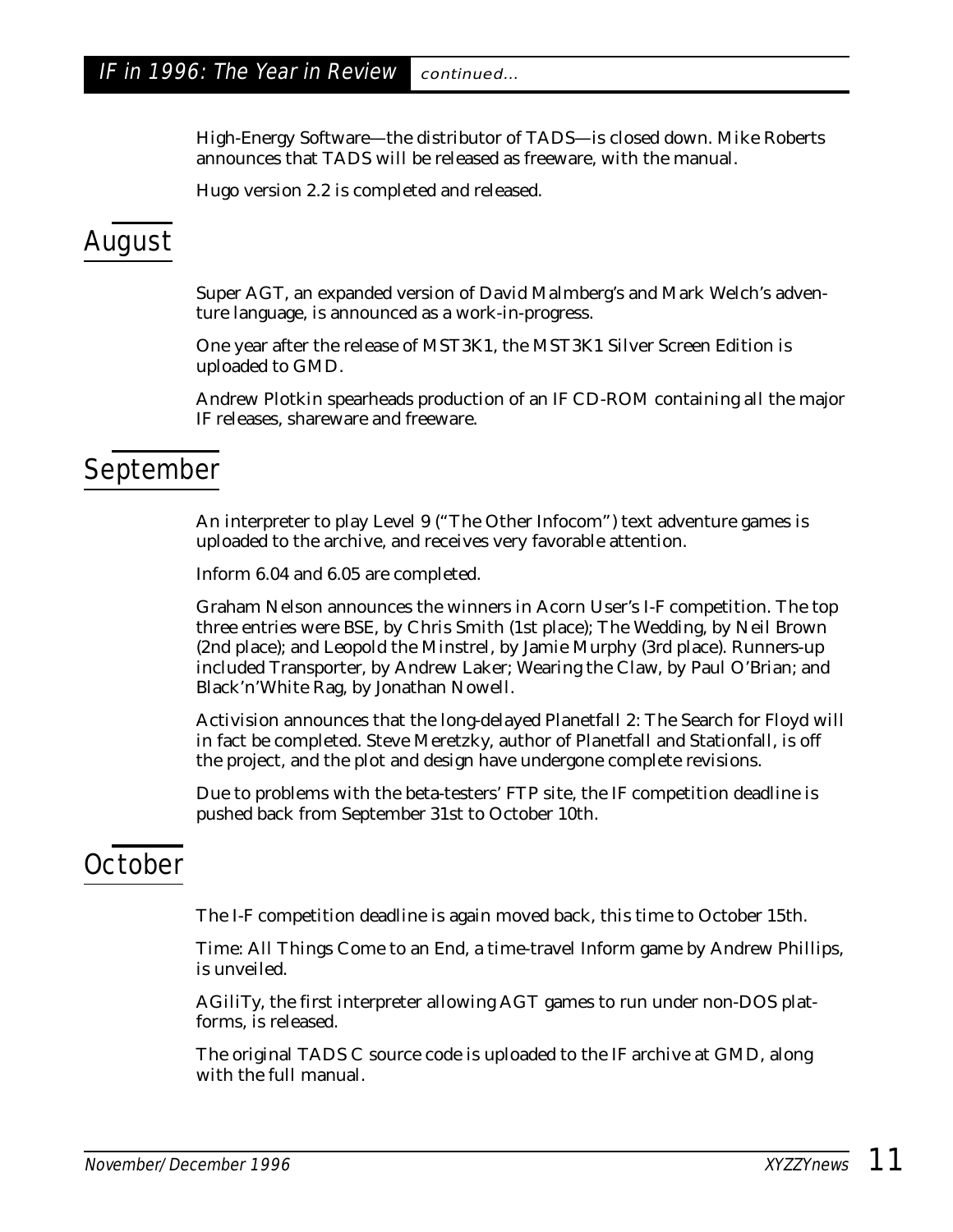High-Energy Software—the distributor of TADS—is closed down. Mike Roberts announces that TADS will be released as freeware, with the manual.

Hugo version 2.2 is completed and released.

## August

Super AGT, an expanded version of David Malmberg's and Mark Welch's adventure language, is announced as a work-in-progress.

One year after the release of MST3K1, the MST3K1 Silver Screen Edition is uploaded to GMD.

Andrew Plotkin spearheads production of an IF CD-ROM containing all the major IF releases, shareware and freeware.

## September

An interpreter to play Level 9 ("The Other Infocom") text adventure games is uploaded to the archive, and receives very favorable attention.

Inform 6.04 and 6.05 are completed.

Graham Nelson announces the winners in Acorn User's I-F competition. The top three entries were BSE, by Chris Smith (1st place); The Wedding, by Neil Brown (2nd place); and Leopold the Minstrel, by Jamie Murphy (3rd place). Runners-up included Transporter, by Andrew Laker; Wearing the Claw, by Paul O'Brian; and Black'n'White Rag, by Jonathan Nowell.

Activision announces that the long-delayed Planetfall 2: The Search for Floyd will in fact be completed. Steve Meretzky, author of Planetfall and Stationfall, is off the project, and the plot and design have undergone complete revisions.

Due to problems with the beta-testers' FTP site, the IF competition deadline is pushed back from September 31st to October 10th.

## October

The I-F competition deadline is again moved back, this time to October 15th.

Time: All Things Come to an End, a time-travel Inform game by Andrew Phillips, is unveiled.

AGiliTy, the first interpreter allowing AGT games to run under non-DOS platforms, is released.

The original TADS C source code is uploaded to the IF archive at GMD, along with the full manual.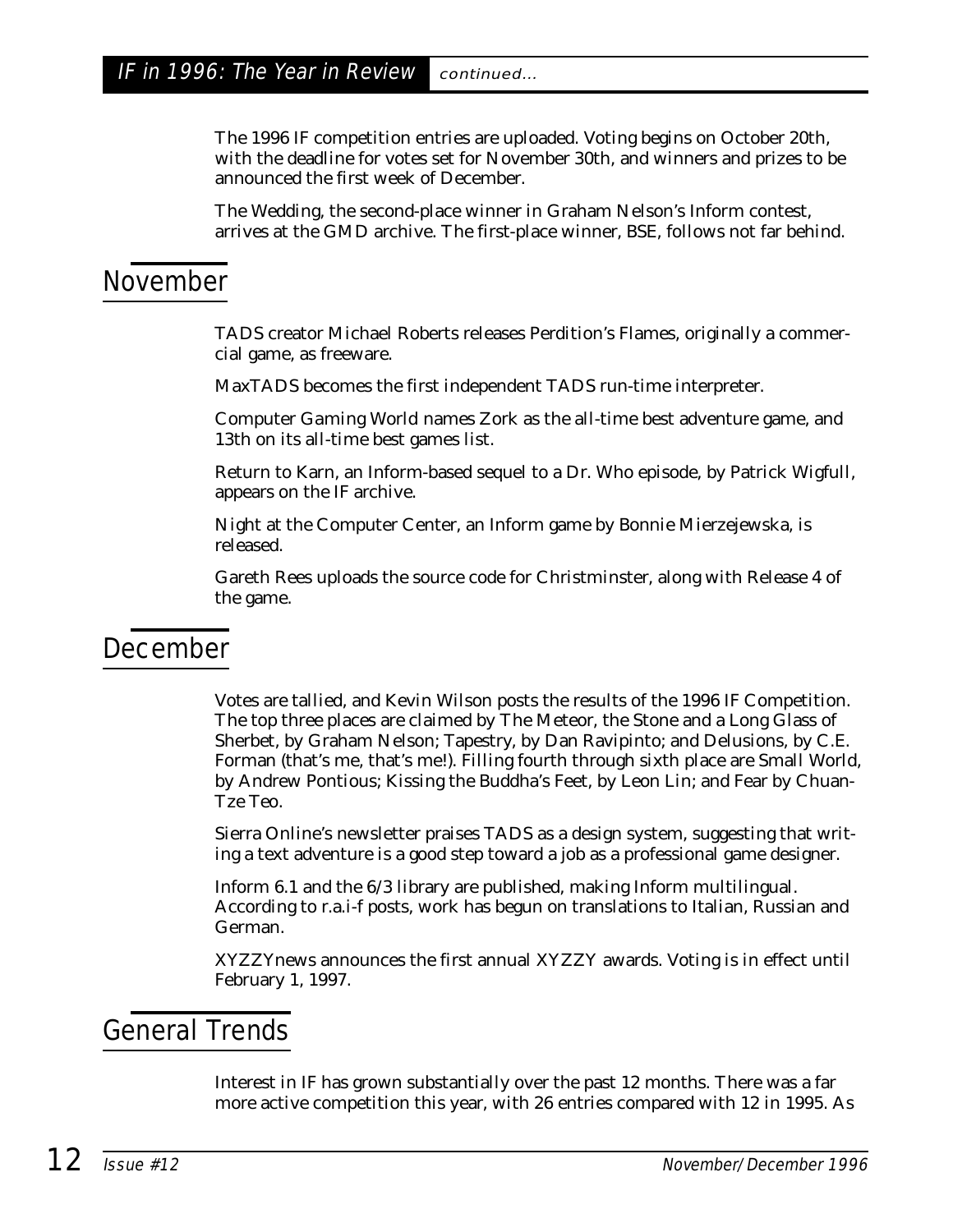The 1996 IF competition entries are uploaded. Voting begins on October 20th, with the deadline for votes set for November 30th, and winners and prizes to be announced the first week of December.

The Wedding, the second-place winner in Graham Nelson's Inform contest, arrives at the GMD archive. The first-place winner, BSE, follows not far behind.

## November

TADS creator Michael Roberts releases Perdition's Flames, originally a commercial game, as freeware.

MaxTADS becomes the first independent TADS run-time interpreter.

Computer Gaming World names Zork as the all-time best adventure game, and 13th on its all-time best games list.

Return to Karn, an Inform-based sequel to a Dr. Who episode, by Patrick Wigfull, appears on the IF archive.

Night at the Computer Center, an Inform game by Bonnie Mierzejewska, is released.

Gareth Rees uploads the source code for Christminster, along with Release 4 of the game.

## December

Votes are tallied, and Kevin Wilson posts the results of the 1996 IF Competition. The top three places are claimed by The Meteor, the Stone and a Long Glass of Sherbet, by Graham Nelson; Tapestry, by Dan Ravipinto; and Delusions, by C.E. Forman (that's me, that's me!). Filling fourth through sixth place are Small World, by Andrew Pontious; Kissing the Buddha's Feet, by Leon Lin; and Fear by Chuan-Tze Teo.

Sierra Online's newsletter praises TADS as a design system, suggesting that writing a text adventure is a good step toward a job as a professional game designer.

Inform 6.1 and the 6/3 library are published, making Inform multilingual. According to r.a.i-f posts, work has begun on translations to Italian, Russian and German.

XYZZYnews announces the first annual XYZZY awards. Voting is in effect until February 1, 1997.

## General Trends

Interest in IF has grown substantially over the past 12 months. There was a far more active competition this year, with 26 entries compared with 12 in 1995. As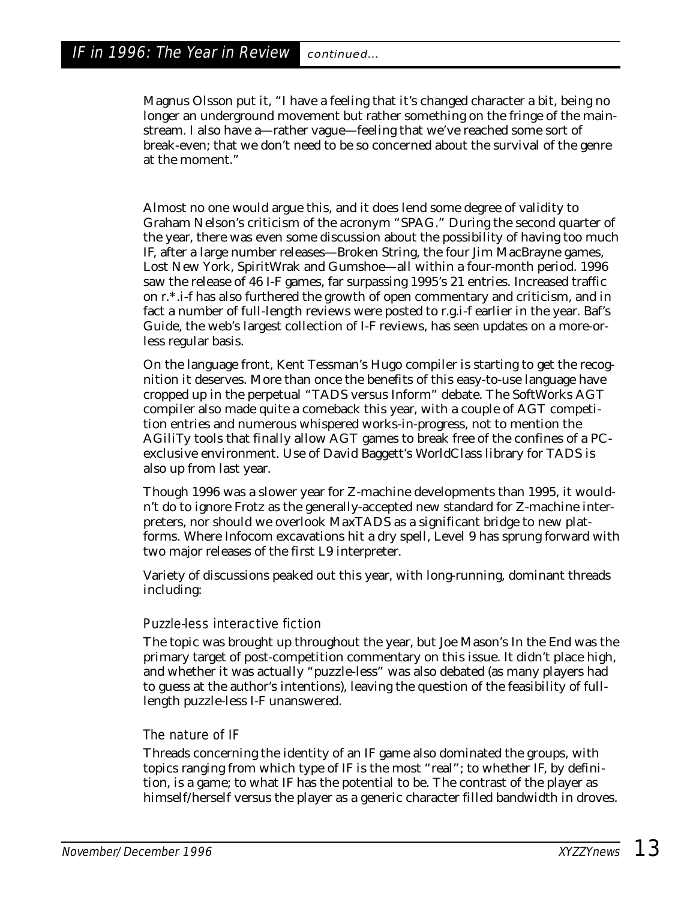Magnus Olsson put it, "I have a feeling that it's changed character a bit, being no longer an underground movement but rather something on the fringe of the mainstream. I also have a—rather vague—feeling that we've reached some sort of break-even; that we don't need to be so concerned about the survival of the genre at the moment."

Almost no one would argue this, and it does lend some degree of validity to Graham Nelson's criticism of the acronym "SPAG." During the second quarter of the year, there was even some discussion about the possibility of having too much IF, after a large number releases—Broken String, the four Jim MacBrayne games, Lost New York, SpiritWrak and Gumshoe—all within a four-month period. 1996 saw the release of 46 I-F games, far surpassing 1995's 21 entries. Increased traffic on r.*.i-f has also furthered the growth of open commentary and criticism, and in fact a number of full-length reviews were posted to r.g.i-f earlier in the year. Baf's Guide, the web's largest collection of I-F reviews, has seen updates on a more-or-less regular basis.

On the language front, Kent Tessman's Hugo compiler is starting to get the recognition it deserves. More than once the benefits of this easy-to-use language have cropped up in the perpetual "TADS versus Inform" debate. The SoftWorks AGT compiler also made quite a comeback this year, with a couple of AGT competition entries and numerous whispered works-in-progress, not to mention the AGiliTy tools that finally allow AGT games to break free of the confines of a PC-exclusive environment. Use of David Baggett's WorldClass library for TADS is also up from last year.

Though 1996 was a slower year for Z-machine developments than 1995, it wouldn't do to ignore Frotz as the generally-accepted new standard for Z-machine interpreters, nor should we overlook MaxTADS as a significant bridge to new platforms. Where Infocom excavations hit a dry spell, Level 9 has sprung forward with two major releases of the first L9 interpreter.

Variety of discussions peaked out this year, with long-running, dominant threads including:

### Puzzle-less interactive fiction

The topic was brought up throughout the year, but Joe Mason's In the End was the primary target of post-competition commentary on this issue. It didn't place high, and whether it was actually "puzzle-less" was also debated (as many players had to guess at the author's intentions), leaving the question of the feasibility of full-length puzzle-less I-F unanswered.

### The nature of IF

Threads concerning the identity of an IF game also dominated the groups, with topics ranging from which type of IF is the most "real"; to whether IF, by definition, is a game; to what IF has the potential to be. The contrast of the player as himself/herself versus the player as a generic character filled bandwidth in droves.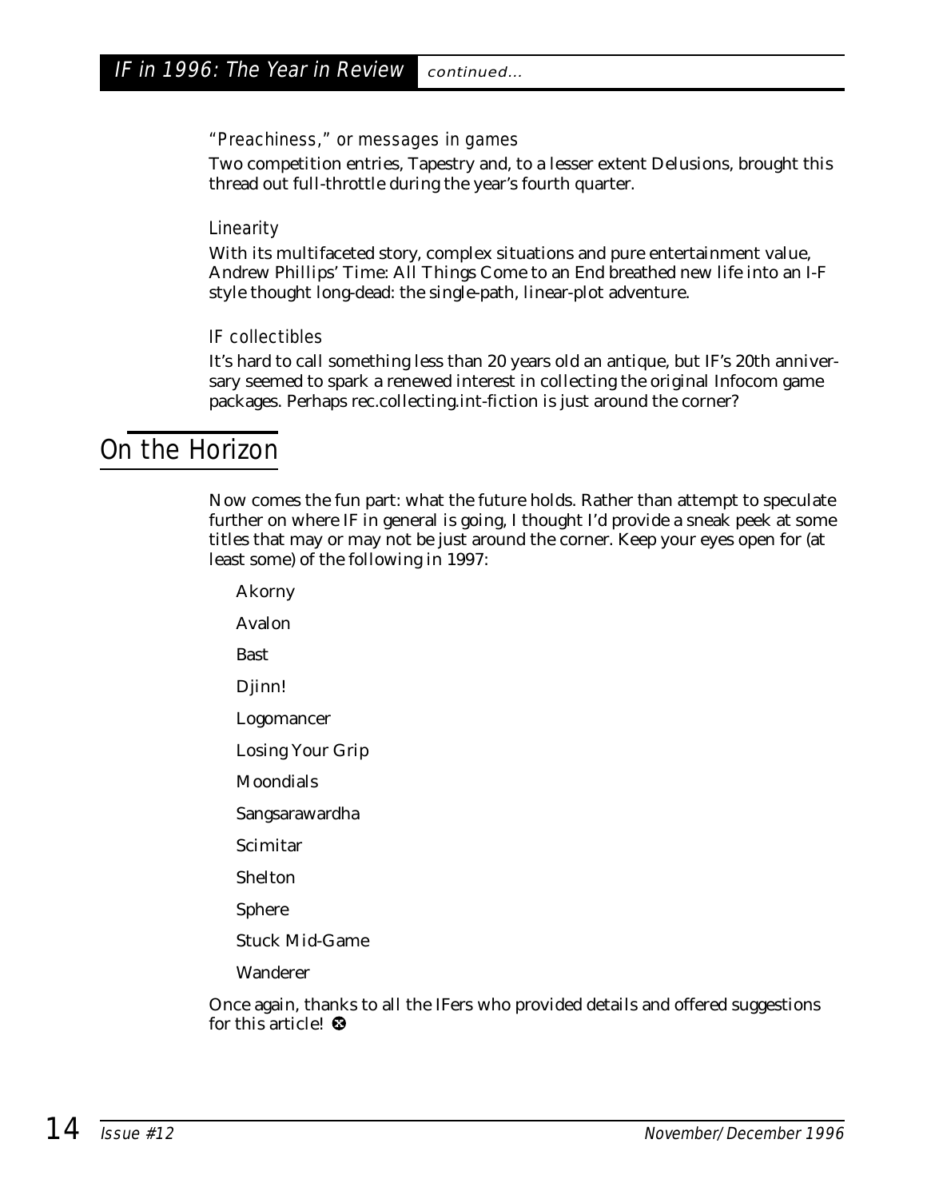### "Preachiness," or messages in games

Two competition entries, Tapestry and, to a lesser extent Delusions, brought this thread out full-throttle during the year's fourth quarter.

### Linearity

With its multifaceted story, complex situations and pure entertainment value, Andrew Phillips' Time: All Things Come to an End breathed new life into an I-F style thought long-dead: the single-path, linear-plot adventure.

### IF collectibles

It's hard to call something less than 20 years old an antique, but IF's 20th anniversary seemed to spark a renewed interest in collecting the original Infocom game packages. Perhaps rec.collecting.int-fiction is just around the corner?

## On the Horizon

Now comes the fun part: what the future holds. Rather than attempt to speculate further on where IF in general is going, I thought I'd provide a sneak peek at some titles that may or may not be just around the corner. Keep your eyes open for (at least some) of the following in 1997:

- Akorny
- Avalon
- Bast
- Djinn!
- Logomancer
- Losing Your Grip
- Moondials
- Sangsarawardha
- Scimitar
- Shelton
- Sphere
- Stuck Mid-Game
- Wanderer

Once again, thanks to all the IFers who provided details and offered suggestions for this article! ⊗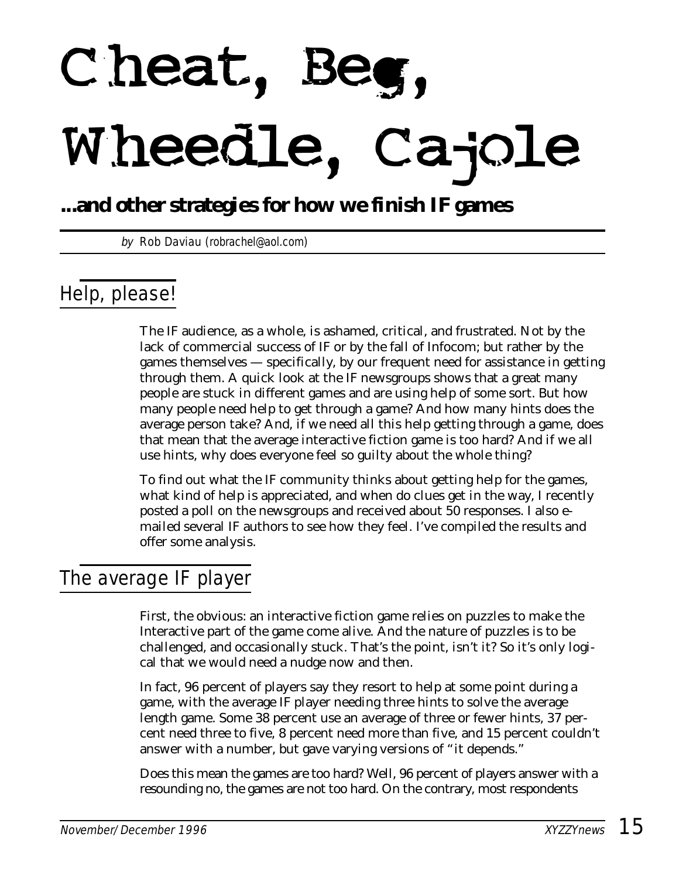# Cheat, Beg, Wheedle, Cajole

**...and other strategies for how we finish IF games**

*by* Rob Daviau (robrachel@aol.com)

## Help, please!

The IF audience, as a whole, is ashamed, critical, and frustrated. Not by the lack of commercial success of IF or by the fall of Infocom; but rather by the games themselves — specifically, by our frequent need for assistance in getting through them. A quick look at the IF newsgroups shows that a great many people are stuck in different games and are using help of some sort. But how many people need help to get through a game? And how many hints does the average person take? And, if we need all this help getting through a game, does that mean that the average interactive fiction game is too hard? And if we all use hints, why does everyone feel so guilty about the whole thing?

To find out what the IF community thinks about getting help for the games, what kind of help is appreciated, and when do clues get in the way, I recently posted a poll on the newsgroups and received about 50 responses. I also e-mailed several IF authors to see how they feel. I've compiled the results and offer some analysis.

## The average IF player

First, the obvious: an interactive fiction game relies on puzzles to make the Interactive part of the game come alive. And the nature of puzzles is to be challenged, and occasionally stuck. That's the point, isn't it? So it's only logical that we would need a nudge now and then.

In fact, 96 percent of players say they resort to help at some point during a game, with the average IF player needing three hints to solve the average length game. Some 38 percent use an average of three or fewer hints, 37 percent need three to five, 8 percent need more than five, and 15 percent couldn't answer with a number, but gave varying versions of "it depends."

Does this mean the games are too hard? Well, 96 percent of players answer with a resounding no, the games are not too hard. On the contrary, most respondents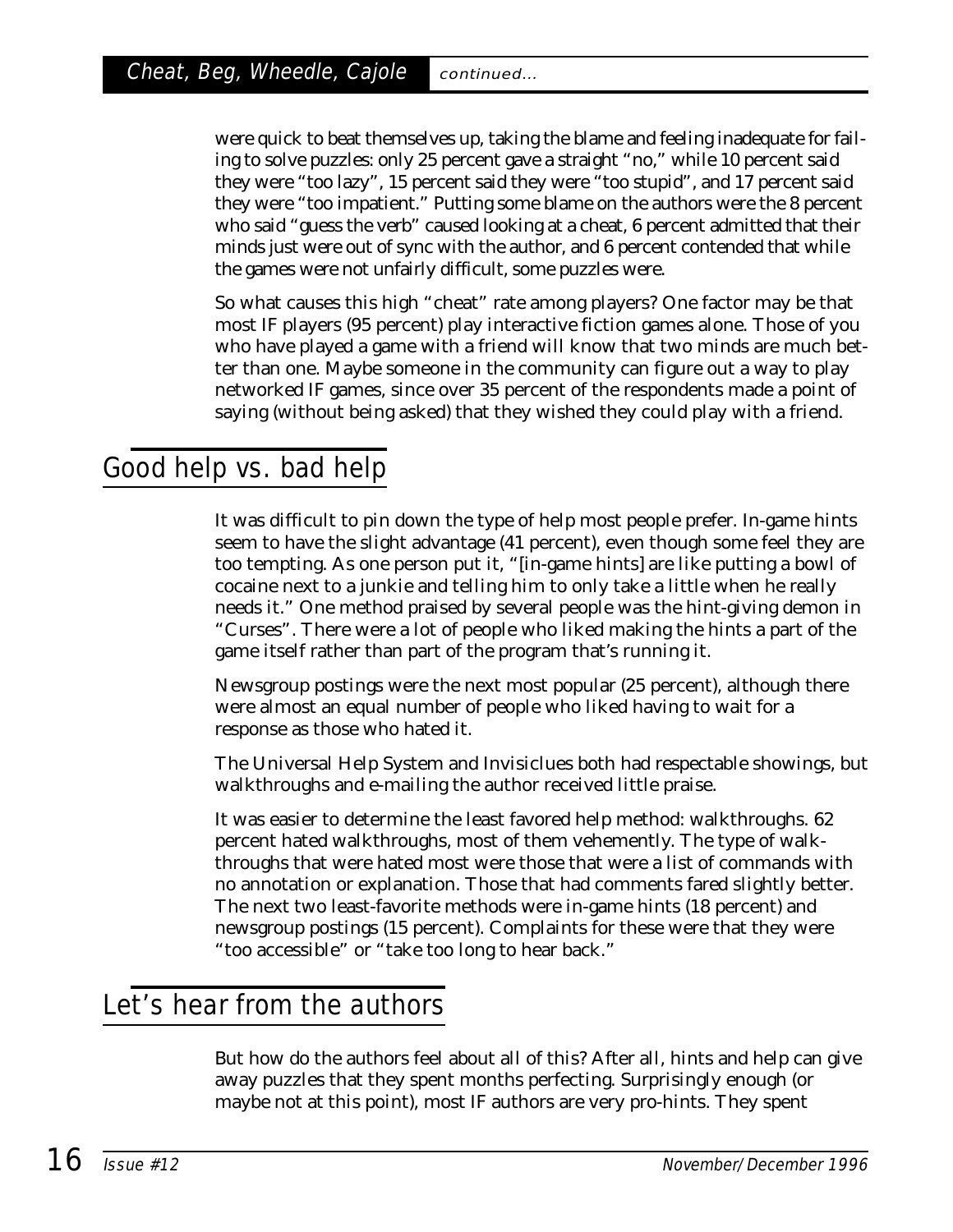were quick to beat themselves up, taking the blame and feeling inadequate for failing to solve puzzles: only 25 percent gave a straight "no," while 10 percent said they were "too lazy", 15 percent said they were "too stupid", and 17 percent said they were "too impatient." Putting some blame on the authors were the 8 percent who said "guess the verb" caused looking at a cheat, 6 percent admitted that their minds just were out of sync with the author, and 6 percent contended that while the games were not unfairly difficult, some puzzles were.

So what causes this high "cheat" rate among players? One factor may be that most IF players (95 percent) play interactive fiction games alone. Those of you who have played a game with a friend will know that two minds are much better than one. Maybe someone in the community can figure out a way to play networked IF games, since over 35 percent of the respondents made a point of saying (without being asked) that they wished they could play with a friend.

## Good help vs. bad help

It was difficult to pin down the type of help most people prefer. In-game hints seem to have the slight advantage (41 percent), even though some feel they are too tempting. As one person put it, "[in-game hints] are like putting a bowl of cocaine next to a junkie and telling him to only take a little when he really needs it." One method praised by several people was the hint-giving demon in "Curses". There were a lot of people who liked making the hints a part of the game itself rather than part of the program that's running it.

Newsgroup postings were the next most popular (25 percent), although there were almost an equal number of people who liked having to wait for a response as those who hated it.

The Universal Help System and Invisiclues both had respectable showings, but walkthroughs and e-mailing the author received little praise.

It was easier to determine the least favored help method: walkthroughs. 62 percent hated walkthroughs, most of them vehemently. The type of walkthroughs that were hated most were those that were a list of commands with no annotation or explanation. Those that had comments fared slightly better. The next two least-favorite methods were in-game hints (18 percent) and newsgroup postings (15 percent). Complaints for these were that they were "too accessible" or "take too long to hear back."

## Let's hear from the authors

But how do the authors feel about all of this? After all, hints and help can give away puzzles that they spent months perfecting. Surprisingly enough (or maybe not at this point), most IF authors are very pro-hints. They spent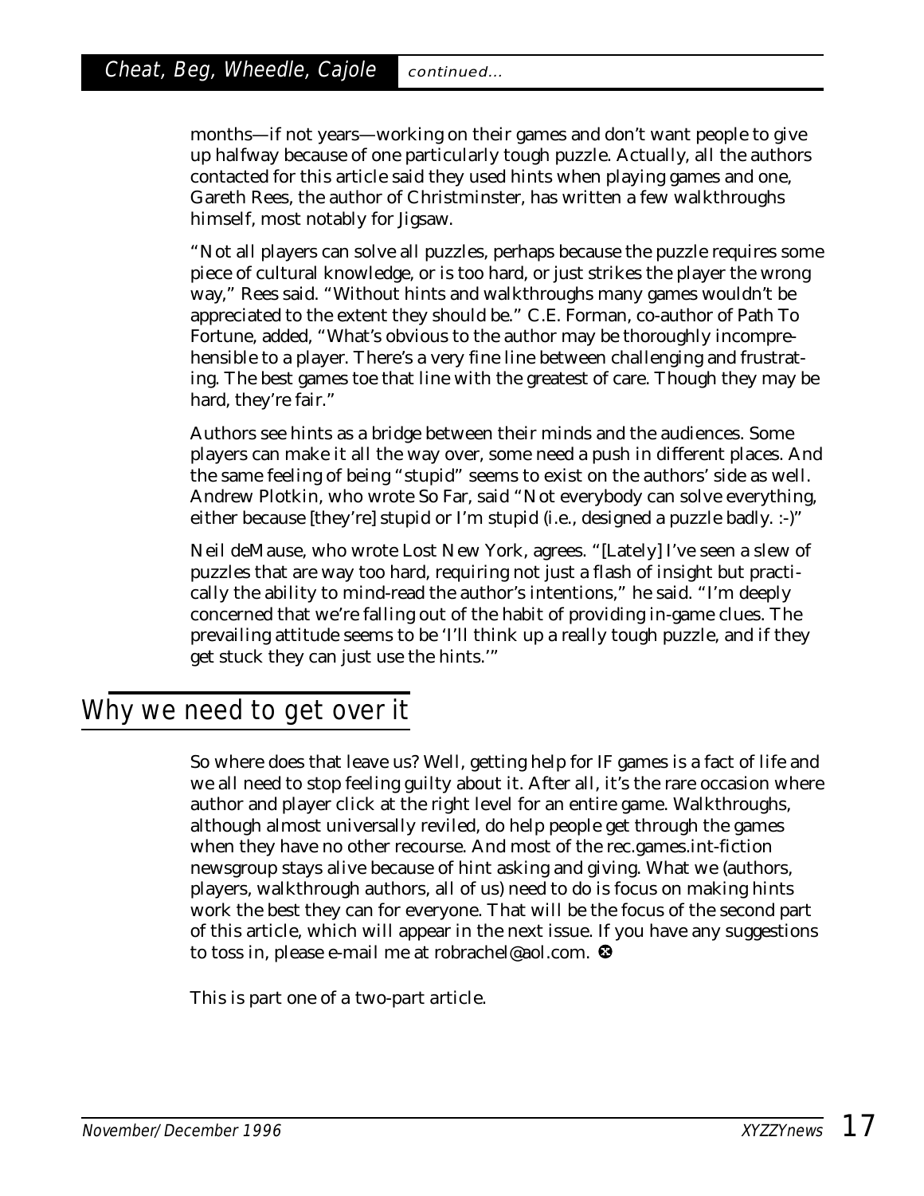months—if not years—working on their games and don't want people to give up halfway because of one particularly tough puzzle. Actually, all the authors contacted for this article said they used hints when playing games and one, Gareth Rees, the author of Christminster, has written a few walkthroughs himself, most notably for Jigsaw.

"Not all players can solve all puzzles, perhaps because the puzzle requires some piece of cultural knowledge, or is too hard, or just strikes the player the wrong way," Rees said. "Without hints and walkthroughs many games wouldn't be appreciated to the extent they should be." C.E. Forman, co-author of Path To Fortune, added, "What's obvious to the author may be thoroughly incomprehensible to a player. There's a very fine line between challenging and frustrating. The best games toe that line with the greatest of care. Though they may be hard, they're fair."

Authors see hints as a bridge between their minds and the audiences. Some players can make it all the way over, some need a push in different places. And the same feeling of being "stupid" seems to exist on the authors' side as well. Andrew Plotkin, who wrote So Far, said "Not everybody can solve everything, either because [they're] stupid or I'm stupid (i.e., designed a puzzle badly. :-)"

Neil deMause, who wrote Lost New York, agrees. "[Lately] I've seen a slew of puzzles that are way too hard, requiring not just a flash of insight but practically the ability to mind-read the author's intentions," he said. "I'm deeply concerned that we're falling out of the habit of providing in-game clues. The prevailing attitude seems to be 'I'll think up a really tough puzzle, and if they get stuck they can just use the hints.'"

## Why we need to get over it

So where does that leave us? Well, getting help for IF games is a fact of life and we all need to stop feeling guilty about it. After all, it's the rare occasion where author and player click at the right level for an entire game. Walkthroughs, although almost universally reviled, do help people get through the games when they have no other recourse. And most of the rec.games.int-fiction newsgroup stays alive because of hint asking and giving. What we (authors, players, walkthrough authors, all of us) need to do is focus on making hints work the best they can for everyone. That will be the focus of the second part of this article, which will appear in the next issue. If you have any suggestions to toss in, please e-mail me at robrachel@aol.com.

This is part one of a two-part article.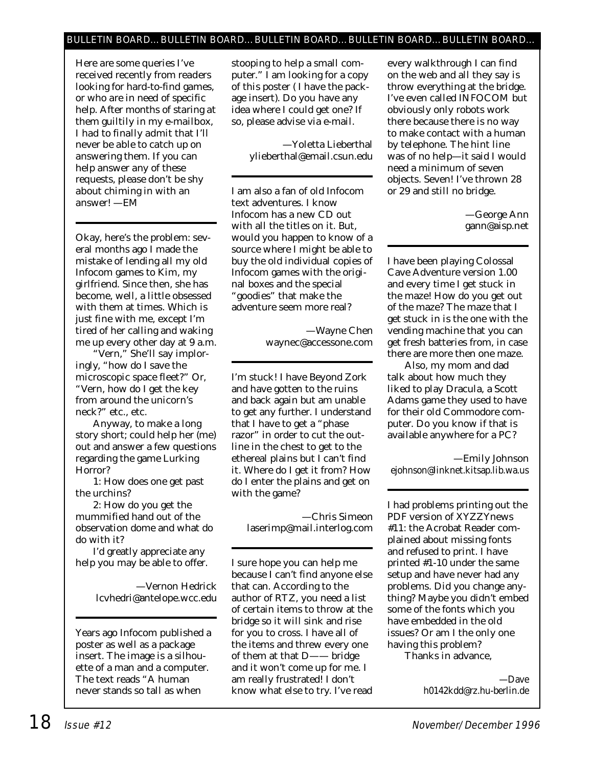## BULLETIN BOARD... BULLETIN BOARD... BULLETIN BOARD... BULLETIN BOARD... BULLETIN BOARD...

Here are some queries I've received recently from readers looking for hard-to-find games, or who are in need of specific help. After months of staring at them guiltily in my e-mailbox, I had to finally admit that I'll never be able to catch up on answering them. If you can help answer any of these requests, please don't be shy about chiming in with an answer! —EM

---

Okay, here's the problem: several months ago I made the mistake of lending all my old Infocom games to Kim, my girlfriend. Since then, she has become, well, a little obsessed with them at times. Which is just fine with me, except I'm tired of her calling and waking me up every other day at 9 a.m.

"Vern," She'll say imploringly, "how do I save the microscopic space fleet?" Or, "Vern, how do I get the key from around the unicorn's neck?" etc., etc.

Anyway, to make a long story short; could help her (me) out and answer a few questions regarding the game Lurking Horror?

1: How does one get past the urchins?

2: How do you get the mummified hand out of the observation dome and what do do with it?

I'd greatly appreciate any help you may be able to offer.

—Vernon Hedrick
lcvhedri@antelope.wcc.edu

---

Years ago Infocom published a poster as well as a package insert. The image is a silhouette of a man and a computer. The text reads "A human never stands so tall as when stooping to help a small computer." I am looking for a copy of this poster (I have the package insert). Do you have any idea where I could get one? If so, please advise via e-mail.

—Yoletta Lieberthal
ylieberthal@email.csun.edu

---

I am also a fan of old Infocom text adventures. I know Infocom has a new CD out with all the titles on it. But, would you happen to know of a source where I might be able to buy the old individual copies of Infocom games with the original boxes and the special "goodies" that make the adventure seem more real?

—Wayne Chen
waynec@accessone.com

---

I'm stuck! I have Beyond Zork and have gotten to the ruins and back again but am unable to get any further. I understand that I have to get a "phase razor" in order to cut the outline in the chest to get to the ethereal plains but I can't find it. Where do I get it from? How do I enter the plains and get on with the game?

—Chris Simeon
laserimp@mail.interlog.com

---

I sure hope you can help me because I can't find anyone else that can. According to the author of RTZ, you need a list of certain items to throw at the bridge so it will sink and rise for you to cross. I have all of the items and threw every one of them at that D—— bridge and it won't come up for me. I am really frustrated! I don't know what else to try. I've read every walkthrough I can find on the web and all they say is throw everything at the bridge. I've even called INFOCOM but obviously only robots work there because there is no way to make contact with a human by telephone. The hint line was of no help—it said I would need a minimum of seven objects. Seven! I've thrown 28 or 29 and still no bridge.

—George Ann
gann@aisp.net

---

I have been playing Colossal Cave Adventure version 1.00 and every time I get stuck in the maze! How do you get out of the maze? The maze that I get stuck in is the one with the vending machine that you can get fresh batteries from, in case there are more then one maze.

Also, my mom and dad talk about how much they liked to play Dracula, a Scott Adams game they used to have for their old Commodore computer. Do you know if that is available anywhere for a PC?

—Emily Johnson
ejohnson@linknet.kitsap.lib.wa.us

---

I had problems printing out the PDF version of XYZZYnews #11: the Acrobat Reader complained about missing fonts and refused to print. I have printed #1-10 under the same setup and have never had any problems. Did you change anything? Maybe you didn't embed some of the fonts which you have embedded in the old issues? Or am I the only one having this problem?

Thanks in advance,

—Dave
h0142kdd@rz.hu-berlin.de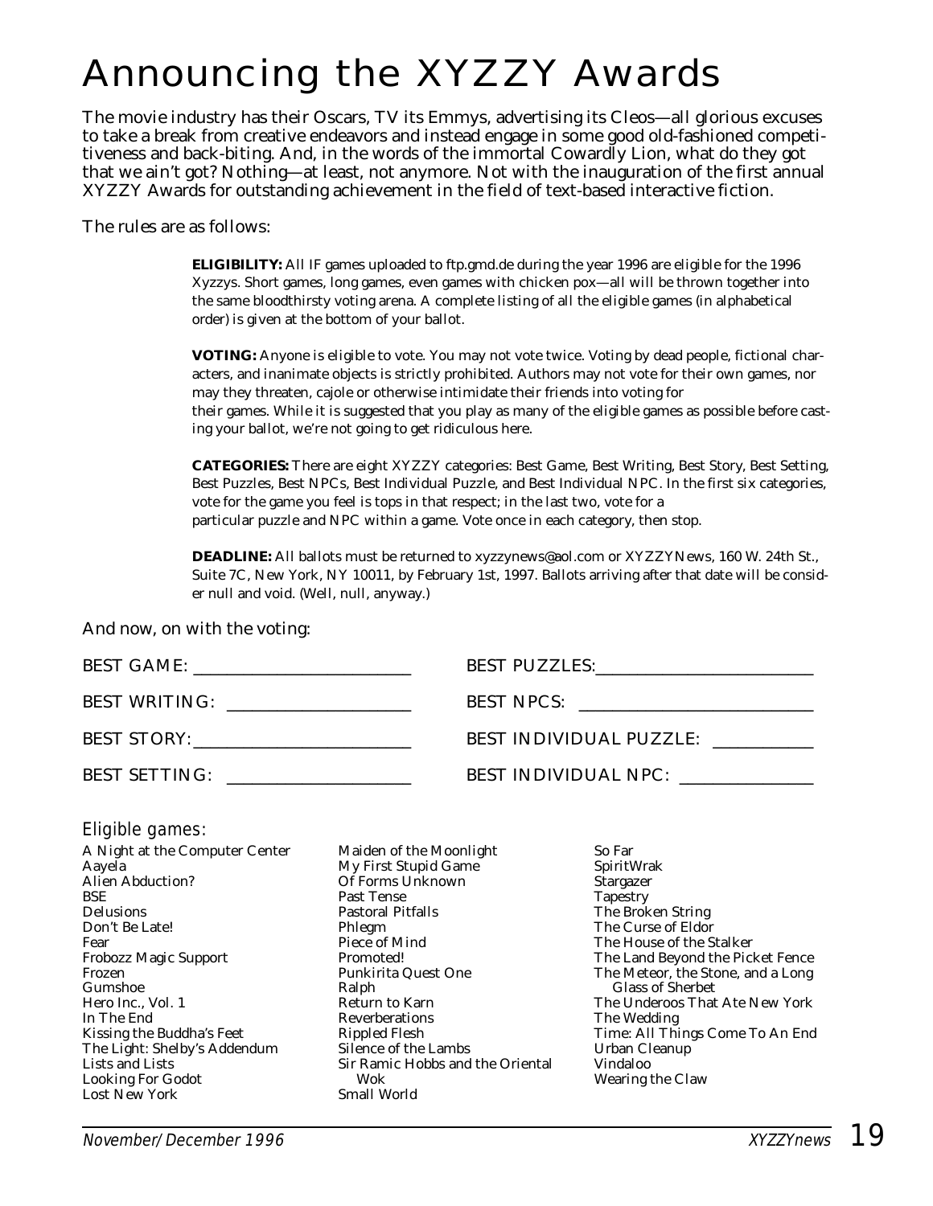# Announcing the XYZZY Awards

The movie industry has their Oscars, TV its Emmys, advertising its Cleos—all glorious excuses to take a break from creative endeavors and instead engage in some good old-fashioned competitiveness and back-biting. And, in the words of the immortal Cowardly Lion, what do they got that we ain't got? Nothing—at least, not anymore. Not with the inauguration of the first annual XYZZY Awards for outstanding achievement in the field of text-based interactive fiction.

The rules are as follows:

> **ELIGIBILITY:** All IF games uploaded to ftp.gmd.de during the year 1996 are eligible for the 1996 Xyzzys. Short games, long games, even games with chicken pox—all will be thrown together into the same bloodthirsty voting arena. A complete listing of all the eligible games (in alphabetical order) is given at the bottom of your ballot.
>
> **VOTING:** Anyone is eligible to vote. You may not vote twice. Voting by dead people, fictional characters, and inanimate objects is strictly prohibited. Authors may not vote for their own games, nor may they threaten, cajole or otherwise intimidate their friends into voting for their games. While it is suggested that you play as many of the eligible games as possible before casting your ballot, we're not going to get ridiculous here.
>
> **CATEGORIES:** There are eight XYZZY categories: Best Game, Best Writing, Best Story, Best Setting, Best Puzzles, Best NPCs, Best Individual Puzzle, and Best Individual NPC. In the first six categories, vote for the game you feel is tops in that respect; in the last two, vote for a particular puzzle and NPC within a game. Vote once in each category, then stop.
>
> **DEADLINE:** All ballots must be returned to xyzzynews@aol.com or XYZZYNews, 160 W. 24th St., Suite 7C, New York, NY 10011, by February 1st, 1997. Ballots arriving after that date will be consider null and void. (Well, null, anyway.)

And now, on with the voting:

BEST GAME: ______________________

BEST WRITING: ______________________

BEST STORY: ______________________

BEST SETTING: ______________________

BEST PUZZLES: ______________________

BEST NPCS: ______________________

BEST INDIVIDUAL PUZZLE: ____________

BEST INDIVIDUAL NPC: ______________

*Eligible games:*

A Night at the Computer Center
Aayela
Alien Abduction?
BSE
Delusions
Don't Be Late!
Fear
Frobozz Magic Support
Frozen
Gumshoe
Hero Inc., Vol. 1
In The End
Kissing the Buddha's Feet
The Light: Shelby's Addendum
Lists and Lists
Looking For Godot
Lost New York
Maiden of the Moonlight
My First Stupid Game
Of Forms Unknown
Past Tense
Pastoral Pitfalls
Phlegm
Piece of Mind
Promoted!
Punkirita Quest One
Ralph
Return to Karn
Reverberations
Rippled Flesh
Silence of the Lambs
Sir Ramic Hobbs and the Oriental Wok
Small World
So Far
SpiritWrak
Stargazer
Tapestry
The Broken String
The Curse of Eldor
The House of the Stalker
The Land Beyond the Picket Fence
The Meteor, the Stone, and a Long Glass of Sherbet
The Underoos That Ate New York
The Wedding
Time: All Things Come To An End
Urban Cleanup
Vindaloo
Wearing the Claw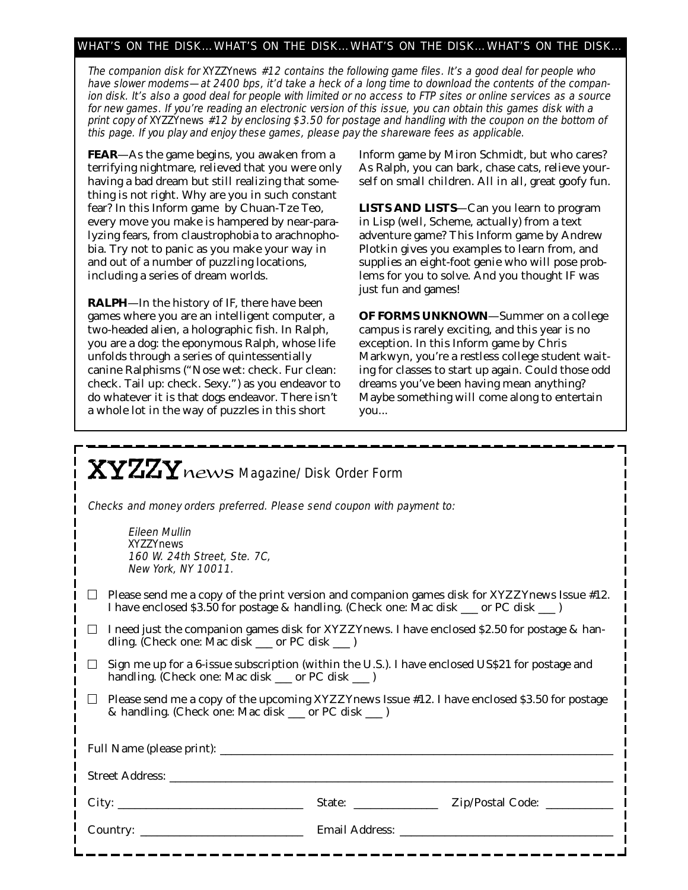## WHAT'S ON THE DISK... WHAT'S ON THE DISK... WHAT'S ON THE DISK... WHAT'S ON THE DISK...

*The companion disk for XYZZYnews #12 contains the following game files. It's a good deal for people who have slower modems—at 2400 bps, it'd take a heck of a long time to download the contents of the companion disk. It's also a good deal for people with limited or no access to FTP sites or online services as a source for new games. If you're reading an electronic version of this issue, you can obtain this games disk with a print copy of XYZZYnews #12 by enclosing $3.50 for postage and handling with the coupon on the bottom of this page. If you play and enjoy these games, please pay the shareware fees as applicable.*

**FEAR**—As the game begins, you awaken from a terrifying nightmare, relieved that you were only having a bad dream but still realizing that something is not right. Why are you in such constant fear? In this Inform game by Chuan-Tze Teo, every move you make is hampered by near-paralyzing fears, from claustrophobia to arachnophobia. Try not to panic as you make your way in and out of a number of puzzling locations, including a series of dream worlds.

**RALPH**—In the history of IF, there have been games where you are an intelligent computer, a two-headed alien, a holographic fish. In Ralph, you are a dog: the eponymous Ralph, whose life unfolds through a series of quintessentially canine Ralphisms ("Nose wet: check. Fur clean: check. Tail up: check. Sexy.") as you endeavor to do whatever it is that dogs endeavor. There isn't a whole lot in the way of puzzles in this short Inform game by Miron Schmidt, but who cares? As Ralph, you can bark, chase cats, relieve yourself on small children. All in all, great goofy fun.

**LISTS AND LISTS**—Can you learn to program in Lisp (well, Scheme, actually) from a text adventure game? This Inform game by Andrew Plotkin gives you examples to learn from, and supplies an eight-foot genie who will pose problems for you to solve. And you thought IF was just fun and games!

**OF FORMS UNKNOWN**—Summer on a college campus is rarely exciting, and this year is no exception. In this Inform game by Chris Markwyn, you're a restless college student waiting for classes to start up again. Could those odd dreams you've been having mean anything? Maybe something will come along to entertain you...

## XYZZY*news* Magazine/Disk Order Form

*Checks and money orders preferred. Please send coupon with payment to:*

*Eileen Mullin*
*XYZZYnews*
*160 W. 24th Street, Ste. 7C,*
*New York, NY 10011.*

☐ Please send me a copy of the print version and companion games disk for XYZZYnews Issue #12. I have enclosed $3.50 for postage & handling. (Check one: Mac disk ___ or PC disk ___ )

☐ I need just the companion games disk for XYZZYnews. I have enclosed $2.50 for postage & handling. (Check one: Mac disk ___ or PC disk ___ )

☐ Sign me up for a 6-issue subscription (within the U.S.). I have enclosed US$21 for postage and handling. (Check one: Mac disk ___ or PC disk ___ )

☐ Please send me a copy of the upcoming XYZZYnews Issue #12. I have enclosed $3.50 for postage & handling. (Check one: Mac disk ___ or PC disk ___ )

Full Name (please print): ______________________________

Street Address: ______________________________

City: ______________ State: __________ Zip/Postal Code: __________

Country: ______________ Email Address: ______________________________